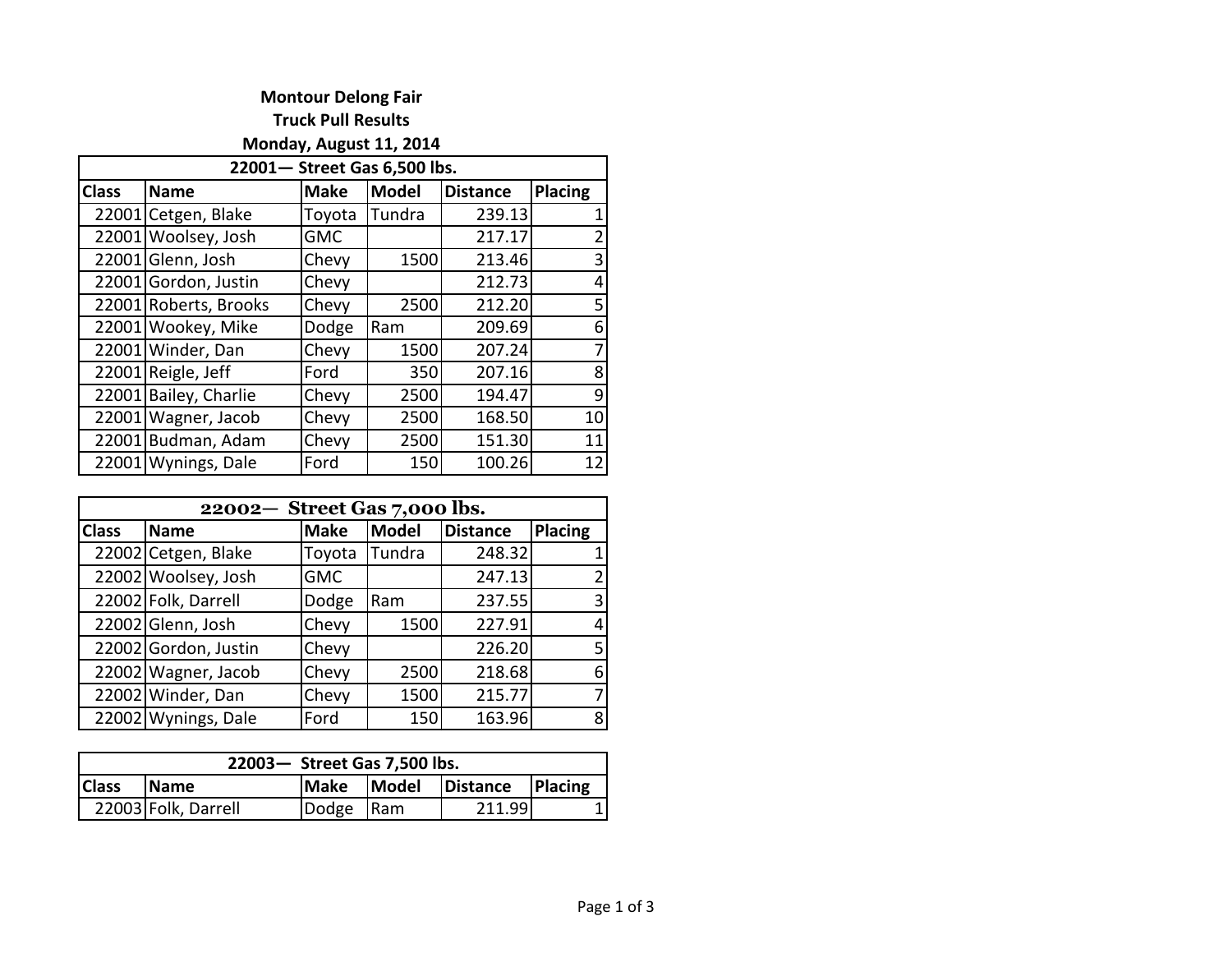# Montour Delong Fair
## Truck Pull Results
### Monday, August 11, 2014

| 22001— Street Gas 6,500 lbs. | | | | | |
|---|---|---|---|---|---|
| Class | Name | Make | Model | Distance | Placing |
| 22001 | Cetgen, Blake | Toyota | Tundra | 239.13 | 1 |
| 22001 | Woolsey, Josh | GMC | | 217.17 | 2 |
| 22001 | Glenn, Josh | Chevy | 1500 | 213.46 | 3 |
| 22001 | Gordon, Justin | Chevy | | 212.73 | 4 |
| 22001 | Roberts, Brooks | Chevy | 2500 | 212.20 | 5 |
| 22001 | Wookey, Mike | Dodge | Ram | 209.69 | 6 |
| 22001 | Winder, Dan | Chevy | 1500 | 207.24 | 7 |
| 22001 | Reigle, Jeff | Ford | 350 | 207.16 | 8 |
| 22001 | Bailey, Charlie | Chevy | 2500 | 194.47 | 9 |
| 22001 | Wagner, Jacob | Chevy | 2500 | 168.50 | 10 |
| 22001 | Budman, Adam | Chevy | 2500 | 151.30 | 11 |
| 22001 | Wynings, Dale | Ford | 150 | 100.26 | 12 |

| 22002— Street Gas 7,000 lbs. | | | | | |
|---|---|---|---|---|---|
| Class | Name | Make | Model | Distance | Placing |
| 22002 | Cetgen, Blake | Toyota | Tundra | 248.32 | 1 |
| 22002 | Woolsey, Josh | GMC | | 247.13 | 2 |
| 22002 | Folk, Darrell | Dodge | Ram | 237.55 | 3 |
| 22002 | Glenn, Josh | Chevy | 1500 | 227.91 | 4 |
| 22002 | Gordon, Justin | Chevy | | 226.20 | 5 |
| 22002 | Wagner, Jacob | Chevy | 2500 | 218.68 | 6 |
| 22002 | Winder, Dan | Chevy | 1500 | 215.77 | 7 |
| 22002 | Wynings, Dale | Ford | 150 | 163.96 | 8 |

| 22003— Street Gas 7,500 lbs. | | | | | |
|---|---|---|---|---|---|
| Class | Name | Make | Model | Distance | Placing |
| 22003 | Folk, Darrell | Dodge | Ram | 211.99 | 1 |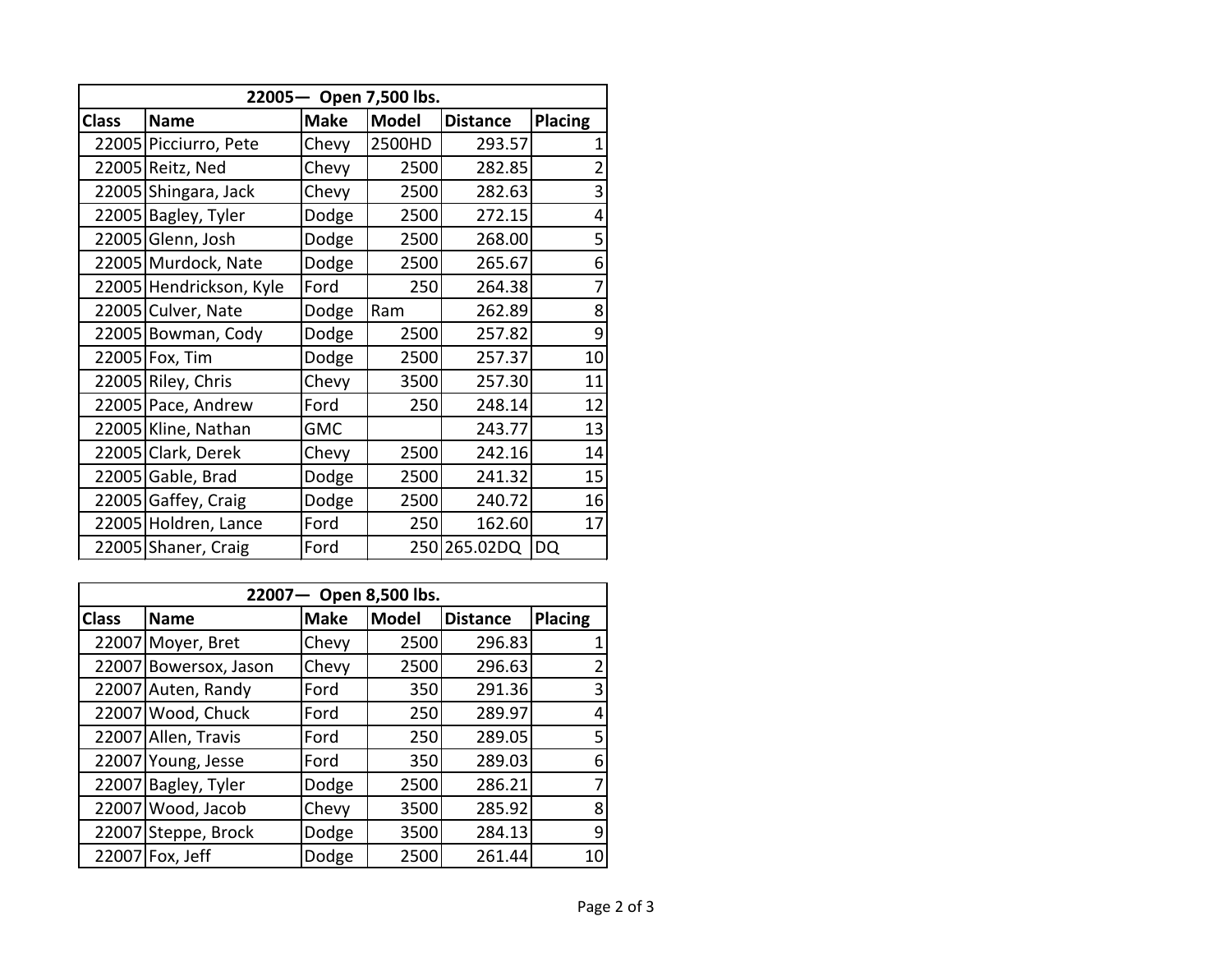| 22005— Open 7,500 lbs. | | | | | |
|---|---|---|---|---|---|
| **Class** | **Name** | **Make** | **Model** | **Distance** | **Placing** |
| 22005 | Picciurro, Pete | Chevy | 2500HD | 293.57 | 1 |
| 22005 | Reitz, Ned | Chevy | 2500 | 282.85 | 2 |
| 22005 | Shingara, Jack | Chevy | 2500 | 282.63 | 3 |
| 22005 | Bagley, Tyler | Dodge | 2500 | 272.15 | 4 |
| 22005 | Glenn, Josh | Dodge | 2500 | 268.00 | 5 |
| 22005 | Murdock, Nate | Dodge | 2500 | 265.67 | 6 |
| 22005 | Hendrickson, Kyle | Ford | 250 | 264.38 | 7 |
| 22005 | Culver, Nate | Dodge | Ram | 262.89 | 8 |
| 22005 | Bowman, Cody | Dodge | 2500 | 257.82 | 9 |
| 22005 | Fox, Tim | Dodge | 2500 | 257.37 | 10 |
| 22005 | Riley, Chris | Chevy | 3500 | 257.30 | 11 |
| 22005 | Pace, Andrew | Ford | 250 | 248.14 | 12 |
| 22005 | Kline, Nathan | GMC | | 243.77 | 13 |
| 22005 | Clark, Derek | Chevy | 2500 | 242.16 | 14 |
| 22005 | Gable, Brad | Dodge | 2500 | 241.32 | 15 |
| 22005 | Gaffey, Craig | Dodge | 2500 | 240.72 | 16 |
| 22005 | Holdren, Lance | Ford | 250 | 162.60 | 17 |
| 22005 | Shaner, Craig | Ford | 250 | 265.02DQ | DQ |

| 22007— Open 8,500 lbs. | | | | | |
|---|---|---|---|---|---|
| **Class** | **Name** | **Make** | **Model** | **Distance** | **Placing** |
| 22007 | Moyer, Bret | Chevy | 2500 | 296.83 | 1 |
| 22007 | Bowersox, Jason | Chevy | 2500 | 296.63 | 2 |
| 22007 | Auten, Randy | Ford | 350 | 291.36 | 3 |
| 22007 | Wood, Chuck | Ford | 250 | 289.97 | 4 |
| 22007 | Allen, Travis | Ford | 250 | 289.05 | 5 |
| 22007 | Young, Jesse | Ford | 350 | 289.03 | 6 |
| 22007 | Bagley, Tyler | Dodge | 2500 | 286.21 | 7 |
| 22007 | Wood, Jacob | Chevy | 3500 | 285.92 | 8 |
| 22007 | Steppe, Brock | Dodge | 3500 | 284.13 | 9 |
| 22007 | Fox, Jeff | Dodge | 2500 | 261.44 | 10 |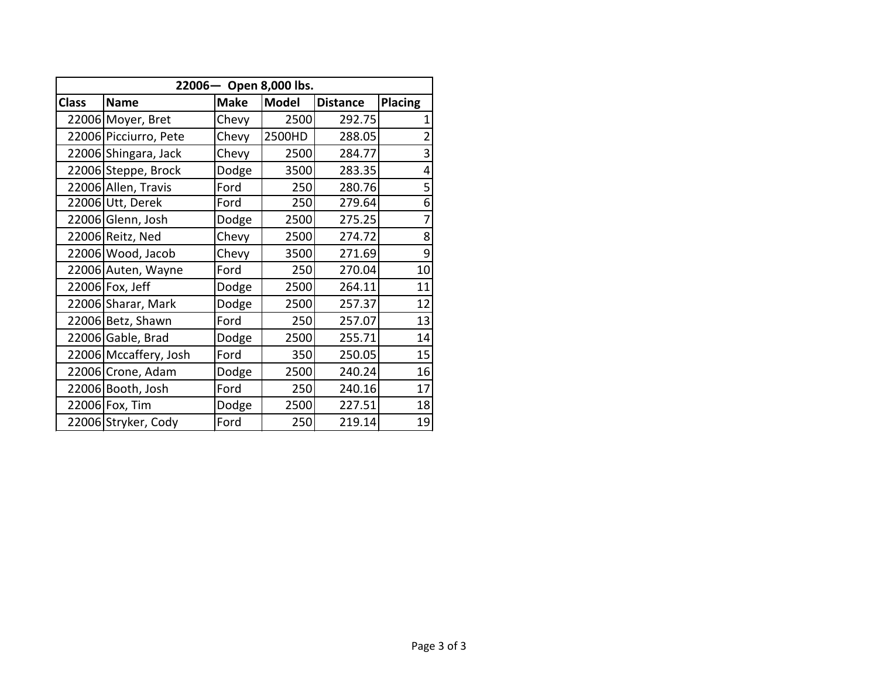| 22006— Open 8,000 lbs. | | | | | |
|---|---|---|---|---|---|
| Class | Name | Make | Model | Distance | Placing |
| 22006 | Moyer, Bret | Chevy | 2500 | 292.75 | 1 |
| 22006 | Picciurro, Pete | Chevy | 2500HD | 288.05 | 2 |
| 22006 | Shingara, Jack | Chevy | 2500 | 284.77 | 3 |
| 22006 | Steppe, Brock | Dodge | 3500 | 283.35 | 4 |
| 22006 | Allen, Travis | Ford | 250 | 280.76 | 5 |
| 22006 | Utt, Derek | Ford | 250 | 279.64 | 6 |
| 22006 | Glenn, Josh | Dodge | 2500 | 275.25 | 7 |
| 22006 | Reitz, Ned | Chevy | 2500 | 274.72 | 8 |
| 22006 | Wood, Jacob | Chevy | 3500 | 271.69 | 9 |
| 22006 | Auten, Wayne | Ford | 250 | 270.04 | 10 |
| 22006 | Fox, Jeff | Dodge | 2500 | 264.11 | 11 |
| 22006 | Sharar, Mark | Dodge | 2500 | 257.37 | 12 |
| 22006 | Betz, Shawn | Ford | 250 | 257.07 | 13 |
| 22006 | Gable, Brad | Dodge | 2500 | 255.71 | 14 |
| 22006 | Mccaffery, Josh | Ford | 350 | 250.05 | 15 |
| 22006 | Crone, Adam | Dodge | 2500 | 240.24 | 16 |
| 22006 | Booth, Josh | Ford | 250 | 240.16 | 17 |
| 22006 | Fox, Tim | Dodge | 2500 | 227.51 | 18 |
| 22006 | Stryker, Cody | Ford | 250 | 219.14 | 19 |